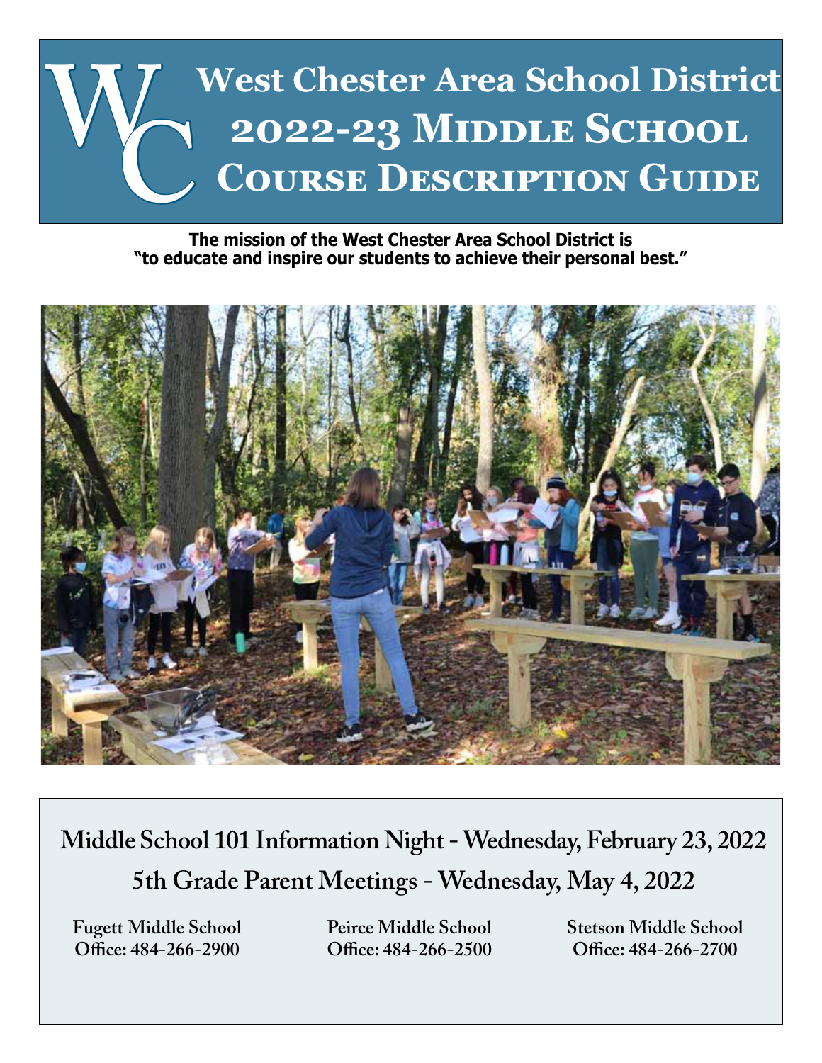# West Chester Area School District
# 2022-23 Middle School Course Description Guide

**The mission of the West Chester Area School District is "to educate and inspire our students to achieve their personal best."**

## Middle School 101 Information Night - Wednesday, February 23, 2022

## 5th Grade Parent Meetings - Wednesday, May 4, 2022

**Fugett Middle School**
**Office: 484-266-2900**

**Peirce Middle School**
**Office: 484-266-2500**

**Stetson Middle School**
**Office: 484-266-2700**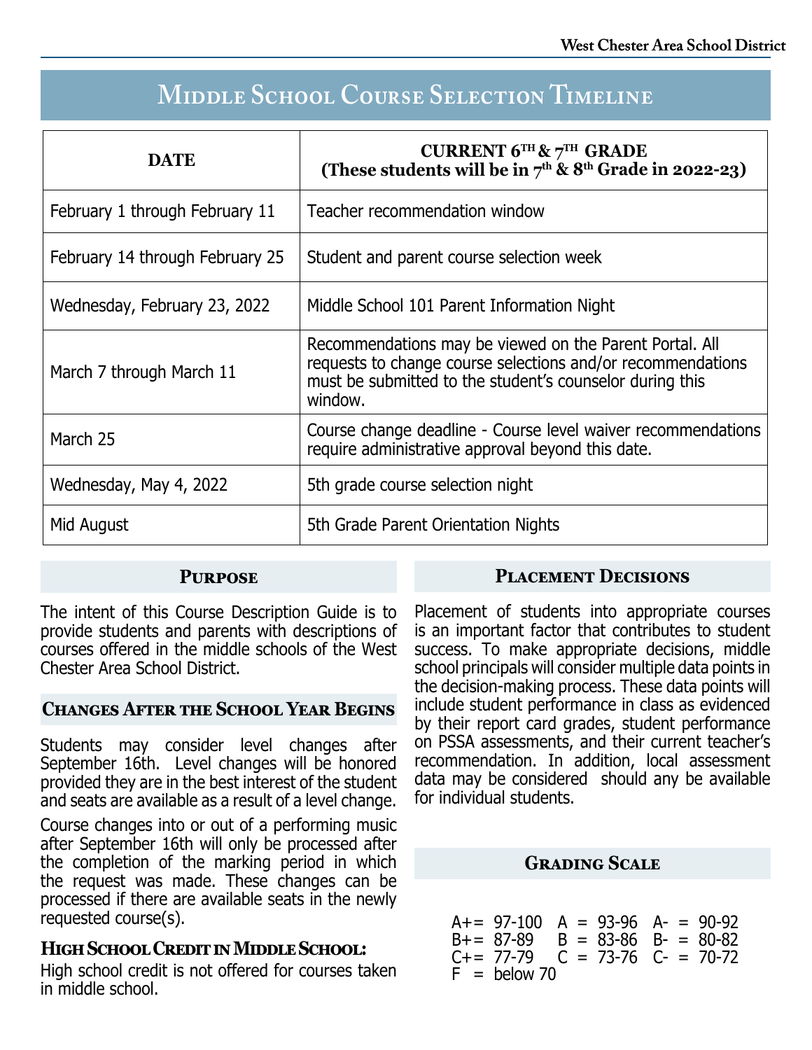# Middle School Course Selection Timeline

| DATE | CURRENT 6TH & 7TH GRADE (These students will be in 7th & 8th Grade in 2022-23) |
|---|---|
| February 1 through February 11 | Teacher recommendation window |
| February 14 through February 25 | Student and parent course selection week |
| Wednesday, February 23, 2022 | Middle School 101 Parent Information Night |
| March 7 through March 11 | Recommendations may be viewed on the Parent Portal. All requests to change course selections and/or recommendations must be submitted to the student's counselor during this window. |
| March 25 | Course change deadline - Course level waiver recommendations require administrative approval beyond this date. |
| Wednesday, May 4, 2022 | 5th grade course selection night |
| Mid August | 5th Grade Parent Orientation Nights |

## Purpose

The intent of this Course Description Guide is to provide students and parents with descriptions of courses offered in the middle schools of the West Chester Area School District.

## Changes After the School Year Begins

Students may consider level changes after September 16th. Level changes will be honored provided they are in the best interest of the student and seats are available as a result of a level change.

Course changes into or out of a performing music after September 16th will only be processed after the completion of the marking period in which the request was made. These changes can be processed if there are available seats in the newly requested course(s).

## High School Credit in Middle School:

High school credit is not offered for courses taken in middle school.

## Placement Decisions

Placement of students into appropriate courses is an important factor that contributes to student success. To make appropriate decisions, middle school principals will consider multiple data points in the decision-making process. These data points will include student performance in class as evidenced by their report card grades, student performance on PSSA assessments, and their current teacher's recommendation. In addition, local assessment data may be considered should any be available for individual students.

## Grading Scale

| | | |
|---|---|---|
| A+ = 97-100 | A = 93-96 | A- = 90-92 |
| B+ = 87-89 | B = 83-86 | B- = 80-82 |
| C+ = 77-79 | C = 73-76 | C- = 70-72 |
| F = below 70 | | |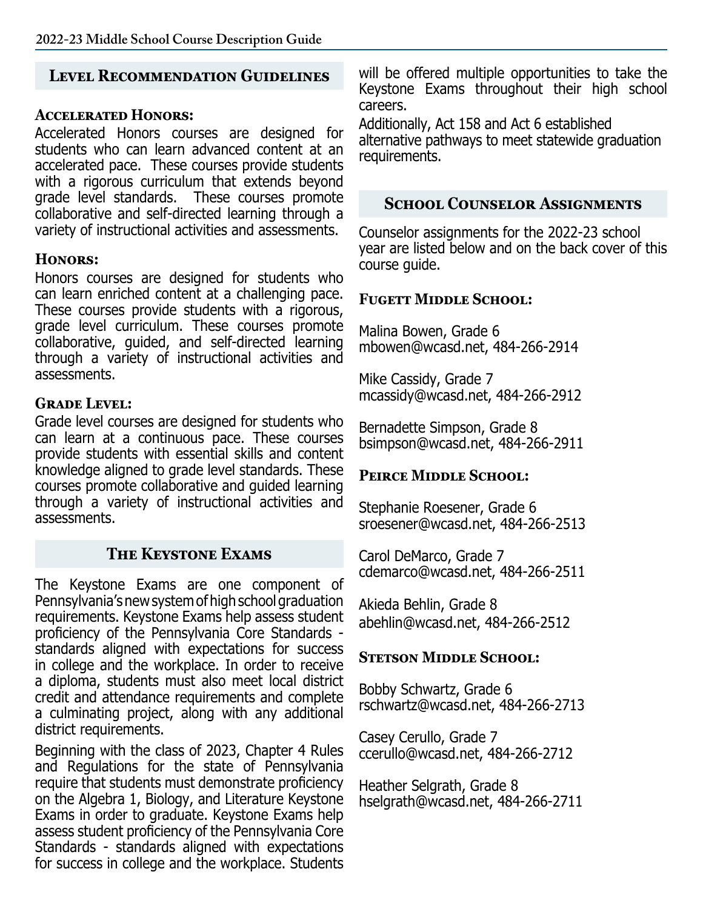## Level Recommendation Guidelines

### Accelerated Honors:

Accelerated Honors courses are designed for students who can learn advanced content at an accelerated pace. These courses provide students with a rigorous curriculum that extends beyond grade level standards. These courses promote collaborative and self-directed learning through a variety of instructional activities and assessments.

### Honors:

Honors courses are designed for students who can learn enriched content at a challenging pace. These courses provide students with a rigorous, grade level curriculum. These courses promote collaborative, guided, and self-directed learning through a variety of instructional activities and assessments.

### Grade Level:

Grade level courses are designed for students who can learn at a continuous pace. These courses provide students with essential skills and content knowledge aligned to grade level standards. These courses promote collaborative and guided learning through a variety of instructional activities and assessments.

## The Keystone Exams

The Keystone Exams are one component of Pennsylvania's new system of high school graduation requirements. Keystone Exams help assess student proficiency of the Pennsylvania Core Standards - standards aligned with expectations for success in college and the workplace. In order to receive a diploma, students must also meet local district credit and attendance requirements and complete a culminating project, along with any additional district requirements.

Beginning with the class of 2023, Chapter 4 Rules and Regulations for the state of Pennsylvania require that students must demonstrate proficiency on the Algebra 1, Biology, and Literature Keystone Exams in order to graduate. Keystone Exams help assess student proficiency of the Pennsylvania Core Standards - standards aligned with expectations for success in college and the workplace. Students will be offered multiple opportunities to take the Keystone Exams throughout their high school careers.

Additionally, Act 158 and Act 6 established alternative pathways to meet statewide graduation requirements.

## School Counselor Assignments

Counselor assignments for the 2022-23 school year are listed below and on the back cover of this course guide.

### Fugett Middle School:

Malina Bowen, Grade 6
mbowen@wcasd.net, 484-266-2914

Mike Cassidy, Grade 7
mcassidy@wcasd.net, 484-266-2912

Bernadette Simpson, Grade 8
bsimpson@wcasd.net, 484-266-2911

### Peirce Middle School:

Stephanie Roesener, Grade 6
sroesener@wcasd.net, 484-266-2513

Carol DeMarco, Grade 7
cdemarco@wcasd.net, 484-266-2511

Akieda Behlin, Grade 8
abehlin@wcasd.net, 484-266-2512

### Stetson Middle School:

Bobby Schwartz, Grade 6
rschwartz@wcasd.net, 484-266-2713

Casey Cerullo, Grade 7
ccerullo@wcasd.net, 484-266-2712

Heather Selgrath, Grade 8
hselgrath@wcasd.net, 484-266-2711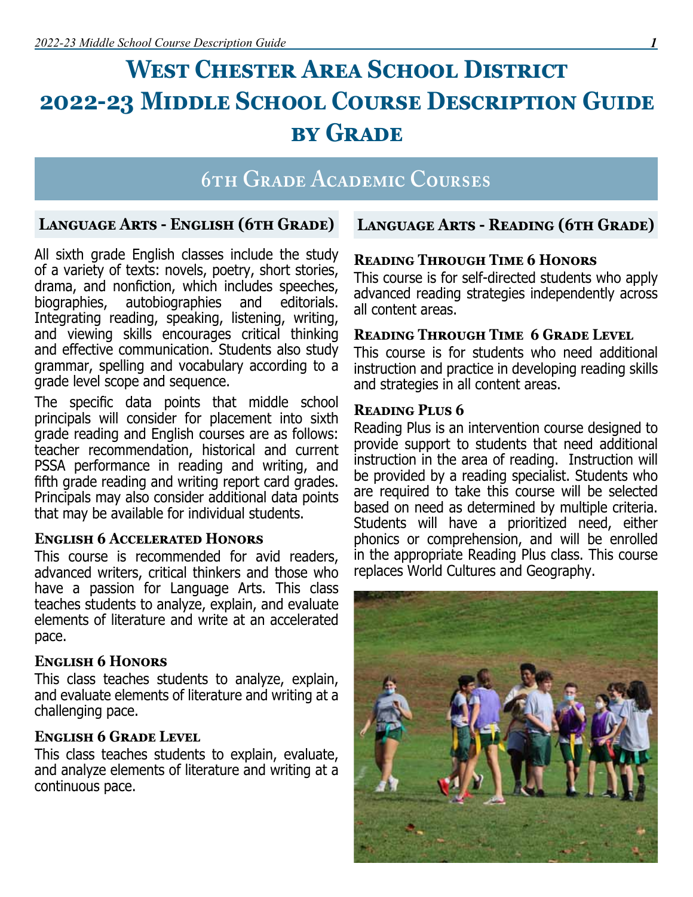# West Chester Area School District 2022-23 Middle School Course Description Guide by Grade

## 6th Grade Academic Courses

### Language Arts - English (6th Grade)

All sixth grade English classes include the study of a variety of texts: novels, poetry, short stories, drama, and nonfiction, which includes speeches, biographies, autobiographies and editorials. Integrating reading, speaking, listening, writing, and viewing skills encourages critical thinking and effective communication. Students also study grammar, spelling and vocabulary according to a grade level scope and sequence.

The specific data points that middle school principals will consider for placement into sixth grade reading and English courses are as follows: teacher recommendation, historical and current PSSA performance in reading and writing, and fifth grade reading and writing report card grades. Principals may also consider additional data points that may be available for individual students.

#### English 6 Accelerated Honors

This course is recommended for avid readers, advanced writers, critical thinkers and those who have a passion for Language Arts. This class teaches students to analyze, explain, and evaluate elements of literature and write at an accelerated pace.

#### English 6 Honors

This class teaches students to analyze, explain, and evaluate elements of literature and writing at a challenging pace.

#### English 6 Grade Level

This class teaches students to explain, evaluate, and analyze elements of literature and writing at a continuous pace.

### Language Arts - Reading (6th Grade)

#### Reading Through Time 6 Honors

This course is for self-directed students who apply advanced reading strategies independently across all content areas.

#### Reading Through Time 6 Grade Level

This course is for students who need additional instruction and practice in developing reading skills and strategies in all content areas.

#### Reading Plus 6

Reading Plus is an intervention course designed to provide support to students that need additional instruction in the area of reading. Instruction will be provided by a reading specialist. Students who are required to take this course will be selected based on need as determined by multiple criteria. Students will have a prioritized need, either phonics or comprehension, and will be enrolled in the appropriate Reading Plus class. This course replaces World Cultures and Geography.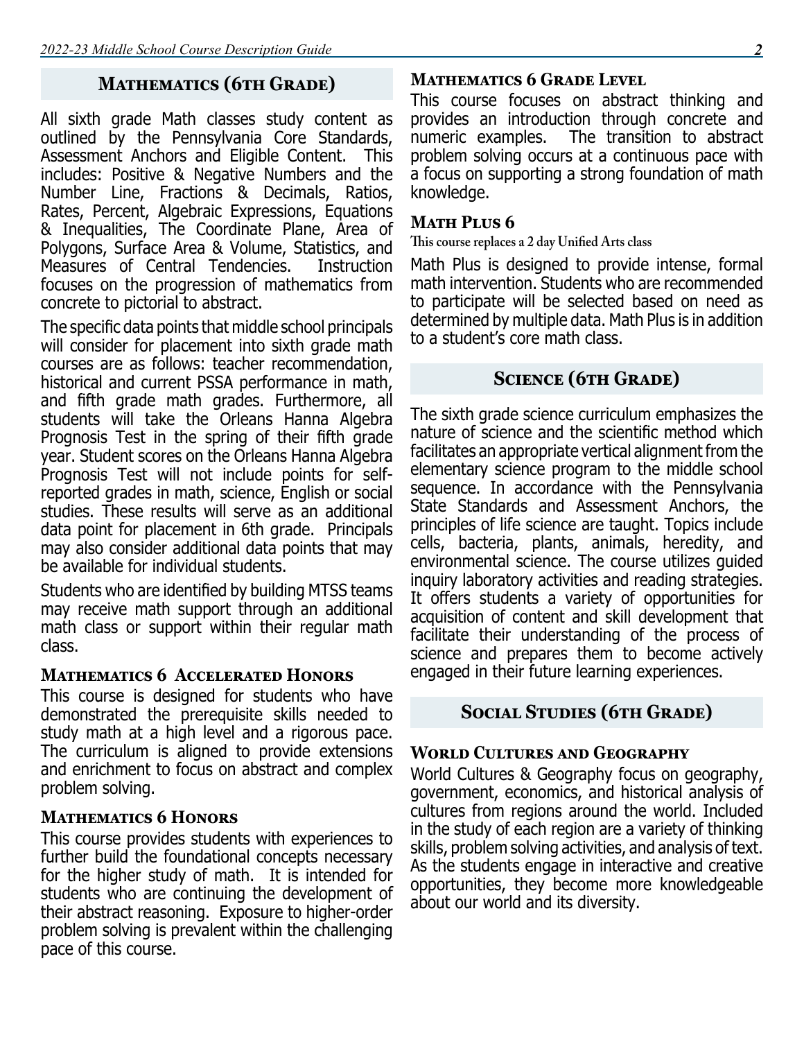## Mathematics (6th Grade)

All sixth grade Math classes study content as outlined by the Pennsylvania Core Standards, Assessment Anchors and Eligible Content. This includes: Positive & Negative Numbers and the Number Line, Fractions & Decimals, Ratios, Rates, Percent, Algebraic Expressions, Equations & Inequalities, The Coordinate Plane, Area of Polygons, Surface Area & Volume, Statistics, and Measures of Central Tendencies. Instruction focuses on the progression of mathematics from concrete to pictorial to abstract.

The specific data points that middle school principals will consider for placement into sixth grade math courses are as follows: teacher recommendation, historical and current PSSA performance in math, and fifth grade math grades. Furthermore, all students will take the Orleans Hanna Algebra Prognosis Test in the spring of their fifth grade year. Student scores on the Orleans Hanna Algebra Prognosis Test will not include points for self-reported grades in math, science, English or social studies. These results will serve as an additional data point for placement in 6th grade. Principals may also consider additional data points that may be available for individual students.

Students who are identified by building MTSS teams may receive math support through an additional math class or support within their regular math class.

### Mathematics 6 Accelerated Honors

This course is designed for students who have demonstrated the prerequisite skills needed to study math at a high level and a rigorous pace. The curriculum is aligned to provide extensions and enrichment to focus on abstract and complex problem solving.

### Mathematics 6 Honors

This course provides students with experiences to further build the foundational concepts necessary for the higher study of math. It is intended for students who are continuing the development of their abstract reasoning. Exposure to higher-order problem solving is prevalent within the challenging pace of this course.

### Mathematics 6 Grade Level

This course focuses on abstract thinking and provides an introduction through concrete and numeric examples. The transition to abstract problem solving occurs at a continuous pace with a focus on supporting a strong foundation of math knowledge.

### Math Plus 6

This course replaces a 2 day Unified Arts class

Math Plus is designed to provide intense, formal math intervention. Students who are recommended to participate will be selected based on need as determined by multiple data. Math Plus is in addition to a student's core math class.

## Science (6th Grade)

The sixth grade science curriculum emphasizes the nature of science and the scientific method which facilitates an appropriate vertical alignment from the elementary science program to the middle school sequence. In accordance with the Pennsylvania State Standards and Assessment Anchors, the principles of life science are taught. Topics include cells, bacteria, plants, animals, heredity, and environmental science. The course utilizes guided inquiry laboratory activities and reading strategies. It offers students a variety of opportunities for acquisition of content and skill development that facilitate their understanding of the process of science and prepares them to become actively engaged in their future learning experiences.

## Social Studies (6th Grade)

### World Cultures and Geography

World Cultures & Geography focus on geography, government, economics, and historical analysis of cultures from regions around the world. Included in the study of each region are a variety of thinking skills, problem solving activities, and analysis of text. As the students engage in interactive and creative opportunities, they become more knowledgeable about our world and its diversity.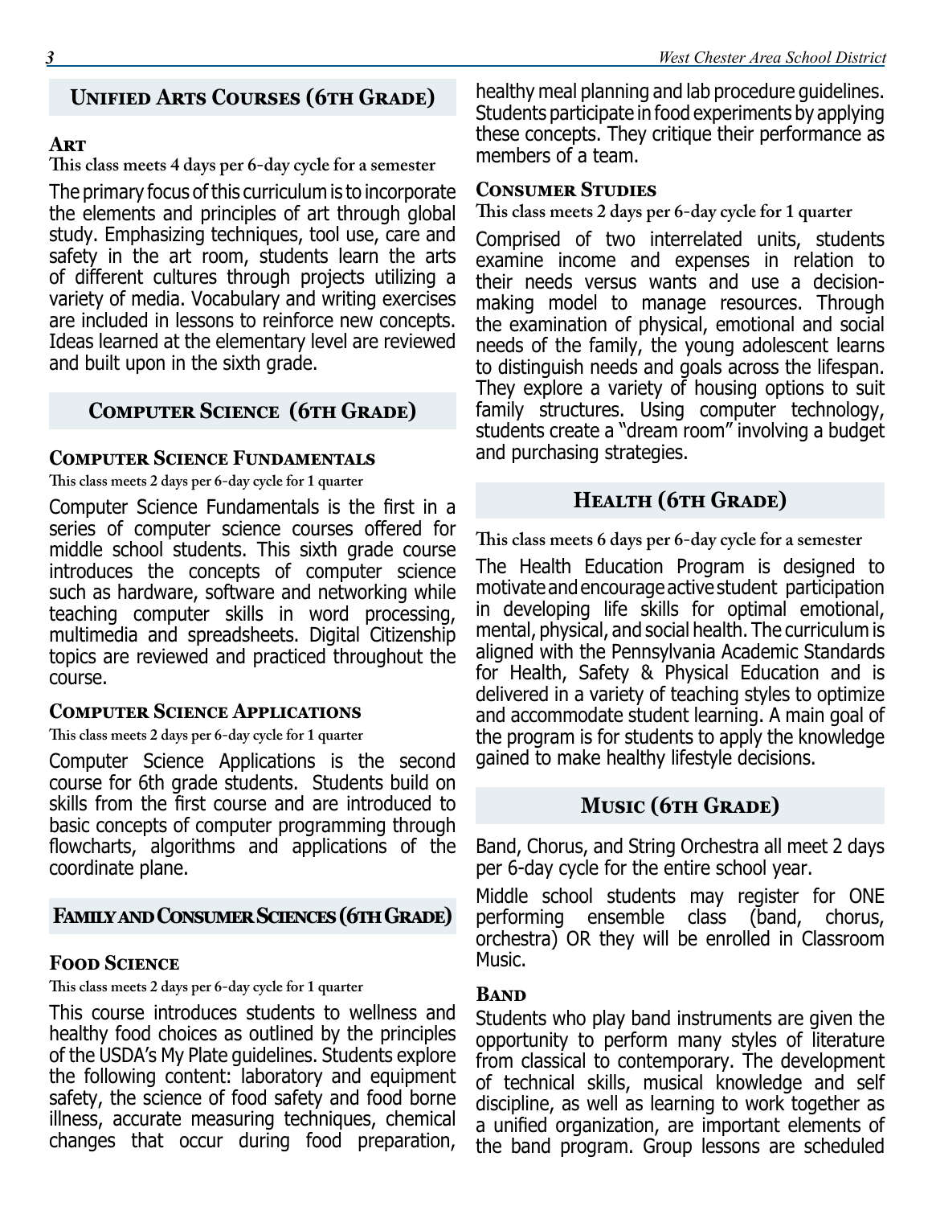## Unified Arts Courses (6th Grade)

### Art

**This class meets 4 days per 6-day cycle for a semester**

The primary focus of this curriculum is to incorporate the elements and principles of art through global study. Emphasizing techniques, tool use, care and safety in the art room, students learn the arts of different cultures through projects utilizing a variety of media. Vocabulary and writing exercises are included in lessons to reinforce new concepts. Ideas learned at the elementary level are reviewed and built upon in the sixth grade.

## Computer Science (6th Grade)

### Computer Science Fundamentals

**This class meets 2 days per 6-day cycle for 1 quarter**

Computer Science Fundamentals is the first in a series of computer science courses offered for middle school students. This sixth grade course introduces the concepts of computer science such as hardware, software and networking while teaching computer skills in word processing, multimedia and spreadsheets. Digital Citizenship topics are reviewed and practiced throughout the course.

### Computer Science Applications

**This class meets 2 days per 6-day cycle for 1 quarter**

Computer Science Applications is the second course for 6th grade students. Students build on skills from the first course and are introduced to basic concepts of computer programming through flowcharts, algorithms and applications of the coordinate plane.

## Family and Consumer Sciences (6th Grade)

### Food Science

**This class meets 2 days per 6-day cycle for 1 quarter**

This course introduces students to wellness and healthy food choices as outlined by the principles of the USDA's My Plate guidelines. Students explore the following content: laboratory and equipment safety, the science of food safety and food borne illness, accurate measuring techniques, chemical changes that occur during food preparation, healthy meal planning and lab procedure guidelines. Students participate in food experiments by applying these concepts. They critique their performance as members of a team.

### Consumer Studies

**This class meets 2 days per 6-day cycle for 1 quarter**

Comprised of two interrelated units, students examine income and expenses in relation to their needs versus wants and use a decision-making model to manage resources. Through the examination of physical, emotional and social needs of the family, the young adolescent learns to distinguish needs and goals across the lifespan. They explore a variety of housing options to suit family structures. Using computer technology, students create a "dream room" involving a budget and purchasing strategies.

## Health (6th Grade)

**This class meets 6 days per 6-day cycle for a semester**

The Health Education Program is designed to motivate and encourage active student participation in developing life skills for optimal emotional, mental, physical, and social health. The curriculum is aligned with the Pennsylvania Academic Standards for Health, Safety & Physical Education and is delivered in a variety of teaching styles to optimize and accommodate student learning. A main goal of the program is for students to apply the knowledge gained to make healthy lifestyle decisions.

## Music (6th Grade)

Band, Chorus, and String Orchestra all meet 2 days per 6-day cycle for the entire school year.

Middle school students may register for ONE performing ensemble class (band, chorus, orchestra) OR they will be enrolled in Classroom Music.

### Band

Students who play band instruments are given the opportunity to perform many styles of literature from classical to contemporary. The development of technical skills, musical knowledge and self discipline, as well as learning to work together as a unified organization, are important elements of the band program. Group lessons are scheduled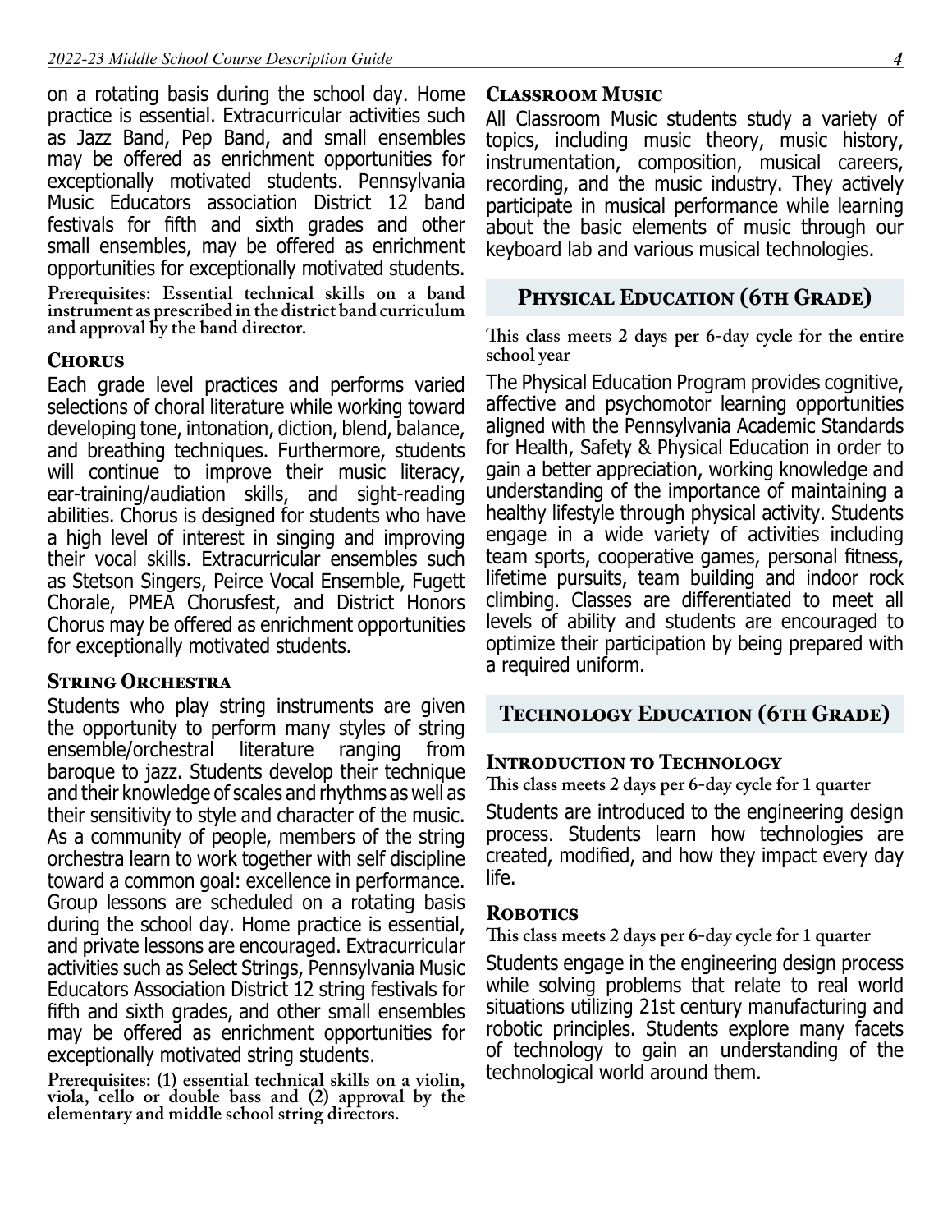on a rotating basis during the school day. Home practice is essential. Extracurricular activities such as Jazz Band, Pep Band, and small ensembles may be offered as enrichment opportunities for exceptionally motivated students. Pennsylvania Music Educators association District 12 band festivals for fifth and sixth grades and other small ensembles, may be offered as enrichment opportunities for exceptionally motivated students.

**Prerequisites: Essential technical skills on a band instrument as prescribed in the district band curriculum and approval by the band director.**

### Chorus

Each grade level practices and performs varied selections of choral literature while working toward developing tone, intonation, diction, blend, balance, and breathing techniques. Furthermore, students will continue to improve their music literacy, ear-training/audiation skills, and sight-reading abilities. Chorus is designed for students who have a high level of interest in singing and improving their vocal skills. Extracurricular ensembles such as Stetson Singers, Peirce Vocal Ensemble, Fugett Chorale, PMEA Chorusfest, and District Honors Chorus may be offered as enrichment opportunities for exceptionally motivated students.

### String Orchestra

Students who play string instruments are given the opportunity to perform many styles of string ensemble/orchestral literature ranging from baroque to jazz. Students develop their technique and their knowledge of scales and rhythms as well as their sensitivity to style and character of the music. As a community of people, members of the string orchestra learn to work together with self discipline toward a common goal: excellence in performance. Group lessons are scheduled on a rotating basis during the school day. Home practice is essential, and private lessons are encouraged. Extracurricular activities such as Select Strings, Pennsylvania Music Educators Association District 12 string festivals for fifth and sixth grades, and other small ensembles may be offered as enrichment opportunities for exceptionally motivated string students.

**Prerequisites: (1) essential technical skills on a violin, viola, cello or double bass and (2) approval by the elementary and middle school string directors.**

### Classroom Music

All Classroom Music students study a variety of topics, including music theory, music history, instrumentation, composition, musical careers, recording, and the music industry. They actively participate in musical performance while learning about the basic elements of music through our keyboard lab and various musical technologies.

## Physical Education (6th Grade)

**This class meets 2 days per 6-day cycle for the entire school year**

The Physical Education Program provides cognitive, affective and psychomotor learning opportunities aligned with the Pennsylvania Academic Standards for Health, Safety & Physical Education in order to gain a better appreciation, working knowledge and understanding of the importance of maintaining a healthy lifestyle through physical activity. Students engage in a wide variety of activities including team sports, cooperative games, personal fitness, lifetime pursuits, team building and indoor rock climbing. Classes are differentiated to meet all levels of ability and students are encouraged to optimize their participation by being prepared with a required uniform.

## Technology Education (6th Grade)

### Introduction to Technology

**This class meets 2 days per 6-day cycle for 1 quarter**

Students are introduced to the engineering design process. Students learn how technologies are created, modified, and how they impact every day life.

### Robotics

**This class meets 2 days per 6-day cycle for 1 quarter**

Students engage in the engineering design process while solving problems that relate to real world situations utilizing 21st century manufacturing and robotic principles. Students explore many facets of technology to gain an understanding of the technological world around them.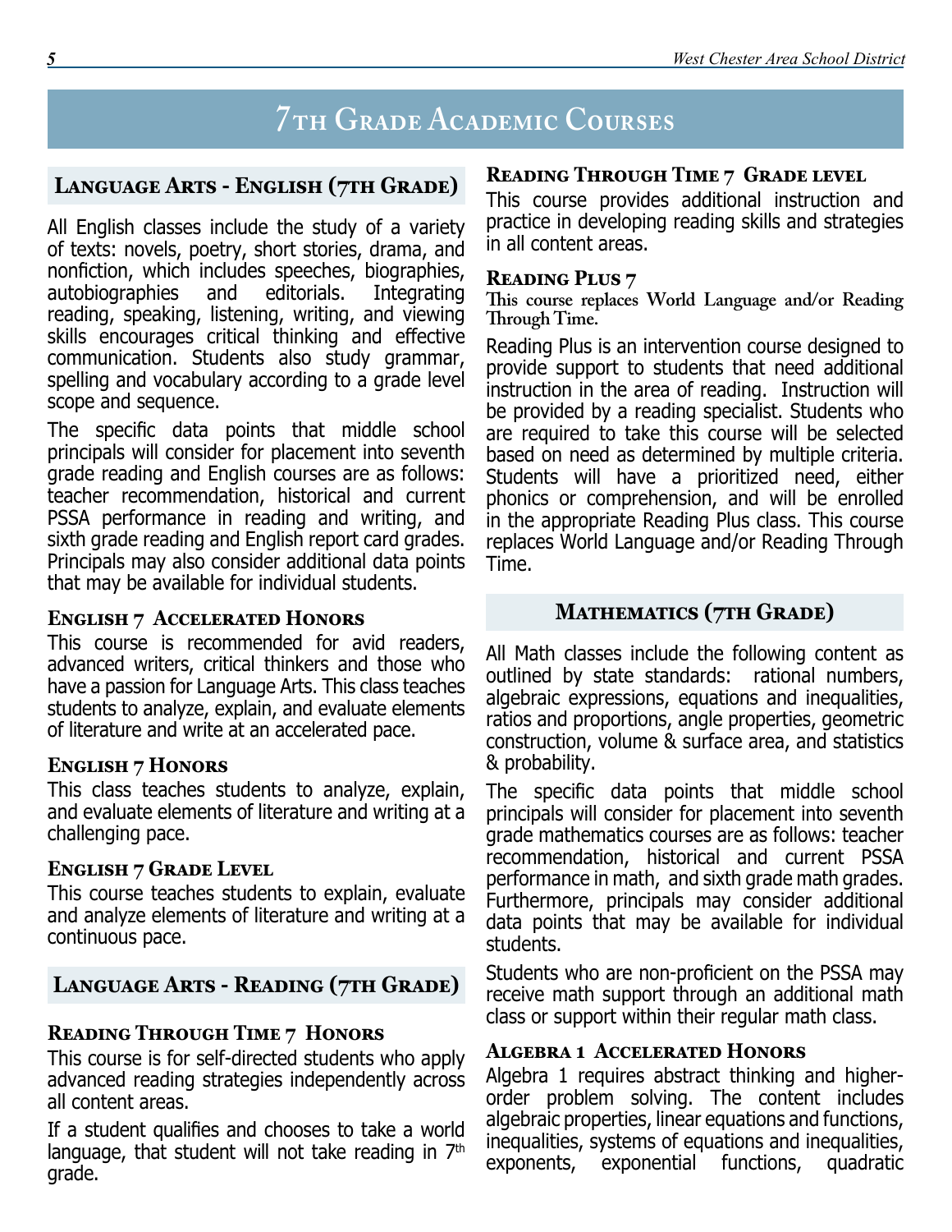# 7th Grade Academic Courses

## Language Arts - English (7th Grade)

All English classes include the study of a variety of texts: novels, poetry, short stories, drama, and nonfiction, which includes speeches, biographies, autobiographies and editorials. Integrating reading, speaking, listening, writing, and viewing skills encourages critical thinking and effective communication. Students also study grammar, spelling and vocabulary according to a grade level scope and sequence.

The specific data points that middle school principals will consider for placement into seventh grade reading and English courses are as follows: teacher recommendation, historical and current PSSA performance in reading and writing, and sixth grade reading and English report card grades. Principals may also consider additional data points that may be available for individual students.

### English 7 Accelerated Honors

This course is recommended for avid readers, advanced writers, critical thinkers and those who have a passion for Language Arts. This class teaches students to analyze, explain, and evaluate elements of literature and write at an accelerated pace.

### English 7 Honors

This class teaches students to analyze, explain, and evaluate elements of literature and writing at a challenging pace.

### English 7 Grade Level

This course teaches students to explain, evaluate and analyze elements of literature and writing at a continuous pace.

## Language Arts - Reading (7th Grade)

### Reading Through Time 7 Honors

This course is for self-directed students who apply advanced reading strategies independently across all content areas.

If a student qualifies and chooses to take a world language, that student will not take reading in 7th grade.

### Reading Through Time 7 Grade level

This course provides additional instruction and practice in developing reading skills and strategies in all content areas.

### Reading Plus 7

**This course replaces World Language and/or Reading Through Time.**

Reading Plus is an intervention course designed to provide support to students that need additional instruction in the area of reading. Instruction will be provided by a reading specialist. Students who are required to take this course will be selected based on need as determined by multiple criteria. Students will have a prioritized need, either phonics or comprehension, and will be enrolled in the appropriate Reading Plus class. This course replaces World Language and/or Reading Through Time.

## Mathematics (7th Grade)

All Math classes include the following content as outlined by state standards: rational numbers, algebraic expressions, equations and inequalities, ratios and proportions, angle properties, geometric construction, volume & surface area, and statistics & probability.

The specific data points that middle school principals will consider for placement into seventh grade mathematics courses are as follows: teacher recommendation, historical and current PSSA performance in math, and sixth grade math grades. Furthermore, principals may consider additional data points that may be available for individual students.

Students who are non-proficient on the PSSA may receive math support through an additional math class or support within their regular math class.

### Algebra 1 Accelerated Honors

Algebra 1 requires abstract thinking and higher-order problem solving. The content includes algebraic properties, linear equations and functions, inequalities, systems of equations and inequalities, exponents, exponential functions, quadratic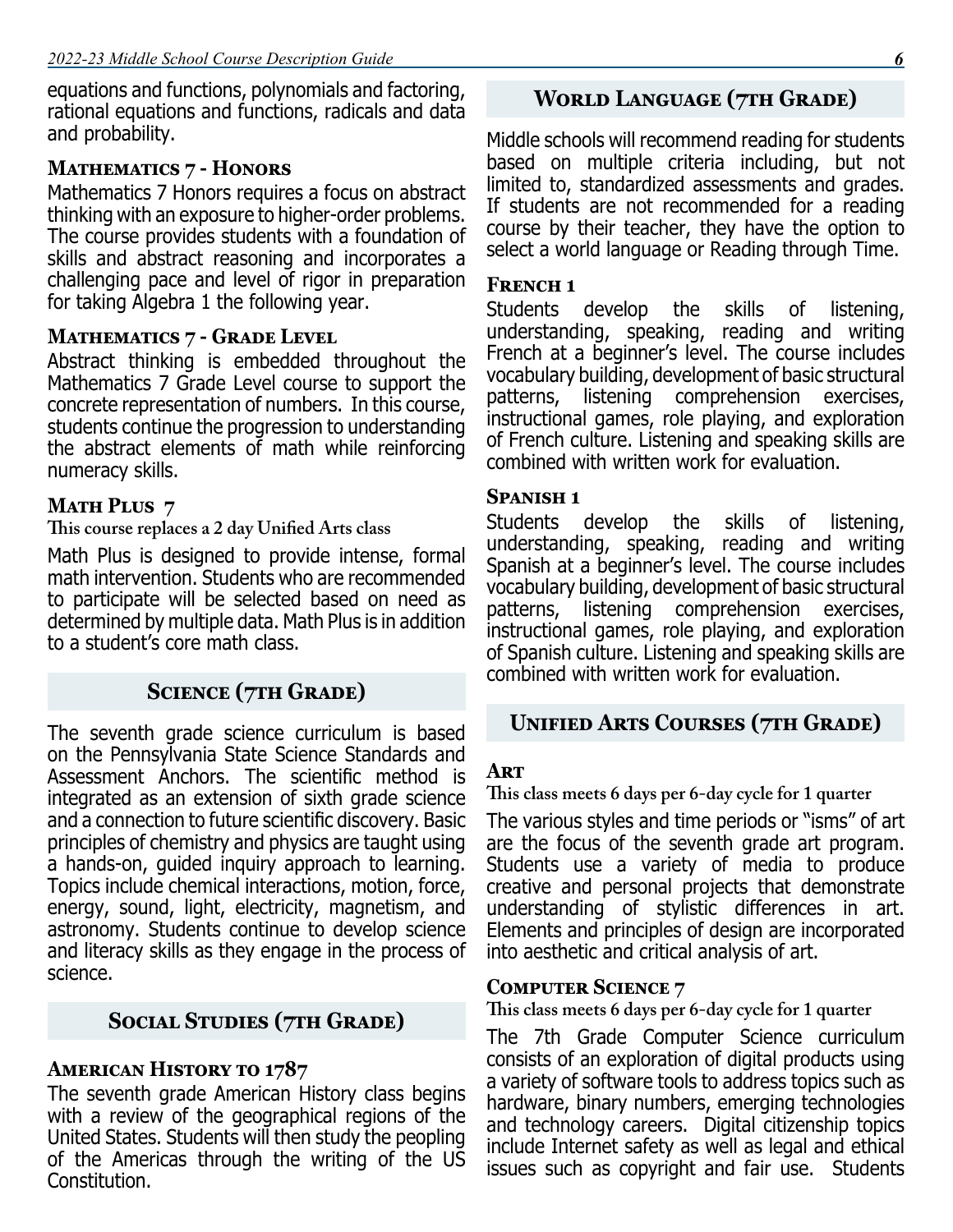equations and functions, polynomials and factoring, rational equations and functions, radicals and data and probability.

### Mathematics 7 - Honors

Mathematics 7 Honors requires a focus on abstract thinking with an exposure to higher-order problems. The course provides students with a foundation of skills and abstract reasoning and incorporates a challenging pace and level of rigor in preparation for taking Algebra 1 the following year.

### Mathematics 7 - Grade Level

Abstract thinking is embedded throughout the Mathematics 7 Grade Level course to support the concrete representation of numbers. In this course, students continue the progression to understanding the abstract elements of math while reinforcing numeracy skills.

### Math Plus 7

**This course replaces a 2 day Unified Arts class**

Math Plus is designed to provide intense, formal math intervention. Students who are recommended to participate will be selected based on need as determined by multiple data. Math Plus is in addition to a student's core math class.

## Science (7th Grade)

The seventh grade science curriculum is based on the Pennsylvania State Science Standards and Assessment Anchors. The scientific method is integrated as an extension of sixth grade science and a connection to future scientific discovery. Basic principles of chemistry and physics are taught using a hands-on, guided inquiry approach to learning. Topics include chemical interactions, motion, force, energy, sound, light, electricity, magnetism, and astronomy. Students continue to develop science and literacy skills as they engage in the process of science.

## Social Studies (7th Grade)

### American History to 1787

The seventh grade American History class begins with a review of the geographical regions of the United States. Students will then study the peopling of the Americas through the writing of the US Constitution.

## World Language (7th Grade)

Middle schools will recommend reading for students based on multiple criteria including, but not limited to, standardized assessments and grades. If students are not recommended for a reading course by their teacher, they have the option to select a world language or Reading through Time.

### French 1

Students develop the skills of listening, understanding, speaking, reading and writing French at a beginner's level. The course includes vocabulary building, development of basic structural patterns, listening comprehension exercises, instructional games, role playing, and exploration of French culture. Listening and speaking skills are combined with written work for evaluation.

### Spanish 1

Students develop the skills of listening, understanding, speaking, reading and writing Spanish at a beginner's level. The course includes vocabulary building, development of basic structural patterns, listening comprehension exercises, instructional games, role playing, and exploration of Spanish culture. Listening and speaking skills are combined with written work for evaluation.

## Unified Arts Courses (7th Grade)

### Art

**This class meets 6 days per 6-day cycle for 1 quarter**

The various styles and time periods or "isms" of art are the focus of the seventh grade art program. Students use a variety of media to produce creative and personal projects that demonstrate understanding of stylistic differences in art. Elements and principles of design are incorporated into aesthetic and critical analysis of art.

### Computer Science 7

**This class meets 6 days per 6-day cycle for 1 quarter**

The 7th Grade Computer Science curriculum consists of an exploration of digital products using a variety of software tools to address topics such as hardware, binary numbers, emerging technologies and technology careers. Digital citizenship topics include Internet safety as well as legal and ethical issues such as copyright and fair use. Students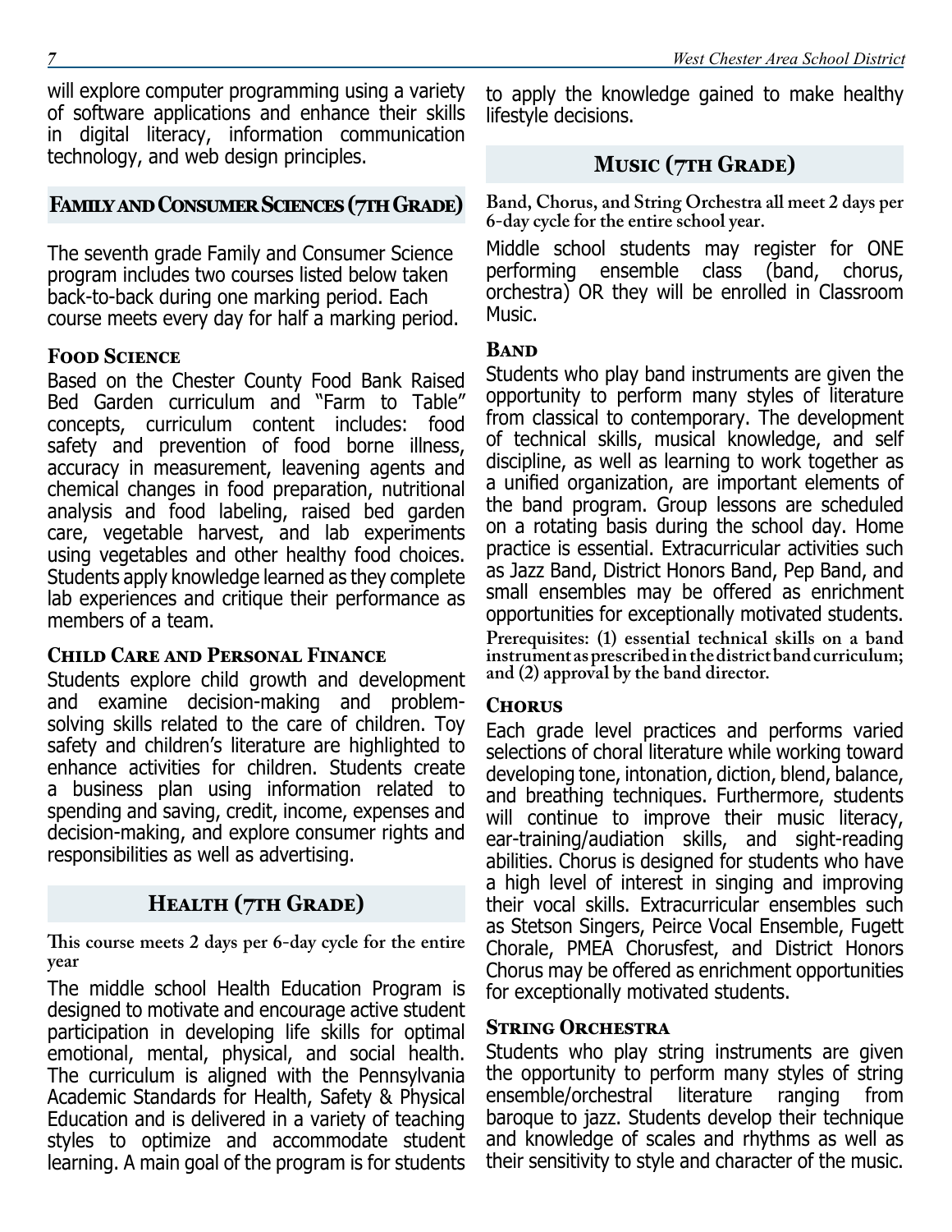will explore computer programming using a variety of software applications and enhance their skills in digital literacy, information communication technology, and web design principles.

## Family and Consumer Sciences (7th Grade)

The seventh grade Family and Consumer Science program includes two courses listed below taken back-to-back during one marking period. Each course meets every day for half a marking period.

### Food Science

Based on the Chester County Food Bank Raised Bed Garden curriculum and "Farm to Table" concepts, curriculum content includes: food safety and prevention of food borne illness, accuracy in measurement, leavening agents and chemical changes in food preparation, nutritional analysis and food labeling, raised bed garden care, vegetable harvest, and lab experiments using vegetables and other healthy food choices. Students apply knowledge learned as they complete lab experiences and critique their performance as members of a team.

### Child Care and Personal Finance

Students explore child growth and development and examine decision-making and problem-solving skills related to the care of children. Toy safety and children's literature are highlighted to enhance activities for children. Students create a business plan using information related to spending and saving, credit, income, expenses and decision-making, and explore consumer rights and responsibilities as well as advertising.

## Health (7th Grade)

**This course meets 2 days per 6-day cycle for the entire year**

The middle school Health Education Program is designed to motivate and encourage active student participation in developing life skills for optimal emotional, mental, physical, and social health. The curriculum is aligned with the Pennsylvania Academic Standards for Health, Safety & Physical Education and is delivered in a variety of teaching styles to optimize and accommodate student learning. A main goal of the program is for students to apply the knowledge gained to make healthy lifestyle decisions.

## Music (7th Grade)

**Band, Chorus, and String Orchestra all meet 2 days per 6-day cycle for the entire school year.**

Middle school students may register for ONE performing ensemble class (band, chorus, orchestra) OR they will be enrolled in Classroom Music.

### Band

Students who play band instruments are given the opportunity to perform many styles of literature from classical to contemporary. The development of technical skills, musical knowledge, and self discipline, as well as learning to work together as a unified organization, are important elements of the band program. Group lessons are scheduled on a rotating basis during the school day. Home practice is essential. Extracurricular activities such as Jazz Band, District Honors Band, Pep Band, and small ensembles may be offered as enrichment opportunities for exceptionally motivated students.

**Prerequisites: (1) essential technical skills on a band instrument as prescribed in the district band curriculum; and (2) approval by the band director.**

### Chorus

Each grade level practices and performs varied selections of choral literature while working toward developing tone, intonation, diction, blend, balance, and breathing techniques. Furthermore, students will continue to improve their music literacy, ear-training/audiation skills, and sight-reading abilities. Chorus is designed for students who have a high level of interest in singing and improving their vocal skills. Extracurricular ensembles such as Stetson Singers, Peirce Vocal Ensemble, Fugett Chorale, PMEA Chorusfest, and District Honors Chorus may be offered as enrichment opportunities for exceptionally motivated students.

### String Orchestra

Students who play string instruments are given the opportunity to perform many styles of string ensemble/orchestral literature ranging from baroque to jazz. Students develop their technique and knowledge of scales and rhythms as well as their sensitivity to style and character of the music.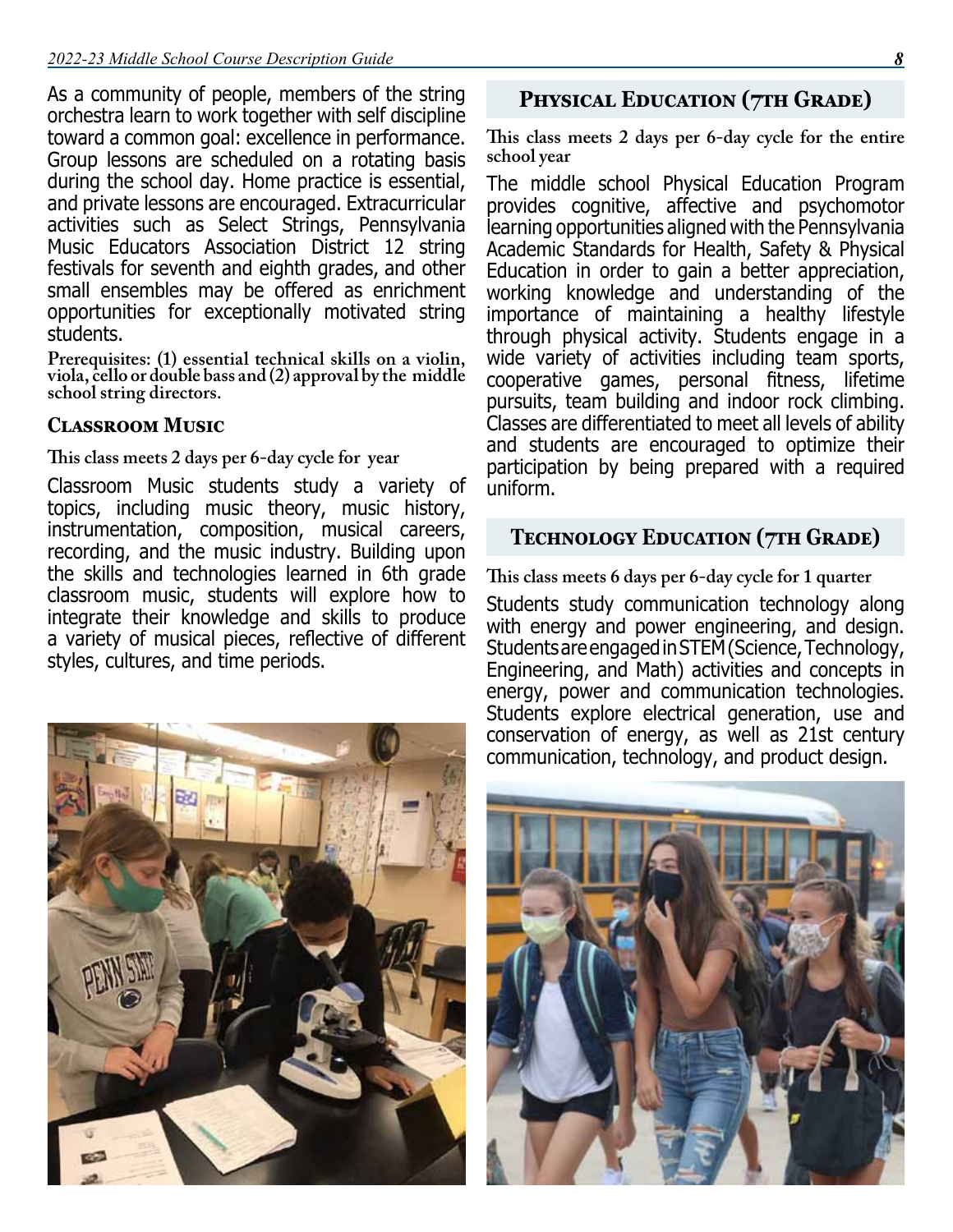As a community of people, members of the string orchestra learn to work together with self discipline toward a common goal: excellence in performance. Group lessons are scheduled on a rotating basis during the school day. Home practice is essential, and private lessons are encouraged. Extracurricular activities such as Select Strings, Pennsylvania Music Educators Association District 12 string festivals for seventh and eighth grades, and other small ensembles may be offered as enrichment opportunities for exceptionally motivated string students.

**Prerequisites: (1) essential technical skills on a violin, viola, cello or double bass and (2) approval by the middle school string directors.**

### Classroom Music

**This class meets 2 days per 6-day cycle for year**

Classroom Music students study a variety of topics, including music theory, music history, instrumentation, composition, musical careers, recording, and the music industry. Building upon the skills and technologies learned in 6th grade classroom music, students will explore how to integrate their knowledge and skills to produce a variety of musical pieces, reflective of different styles, cultures, and time periods.

## Physical Education (7th Grade)

**This class meets 2 days per 6-day cycle for the entire school year**

The middle school Physical Education Program provides cognitive, affective and psychomotor learning opportunities aligned with the Pennsylvania Academic Standards for Health, Safety & Physical Education in order to gain a better appreciation, working knowledge and understanding of the importance of maintaining a healthy lifestyle through physical activity. Students engage in a wide variety of activities including team sports, cooperative games, personal fitness, lifetime pursuits, team building and indoor rock climbing. Classes are differentiated to meet all levels of ability and students are encouraged to optimize their participation by being prepared with a required uniform.

## Technology Education (7th Grade)

**This class meets 6 days per 6-day cycle for 1 quarter**

Students study communication technology along with energy and power engineering, and design. Students are engaged in STEM (Science, Technology, Engineering, and Math) activities and concepts in energy, power and communication technologies. Students explore electrical generation, use and conservation of energy, as well as 21st century communication, technology, and product design.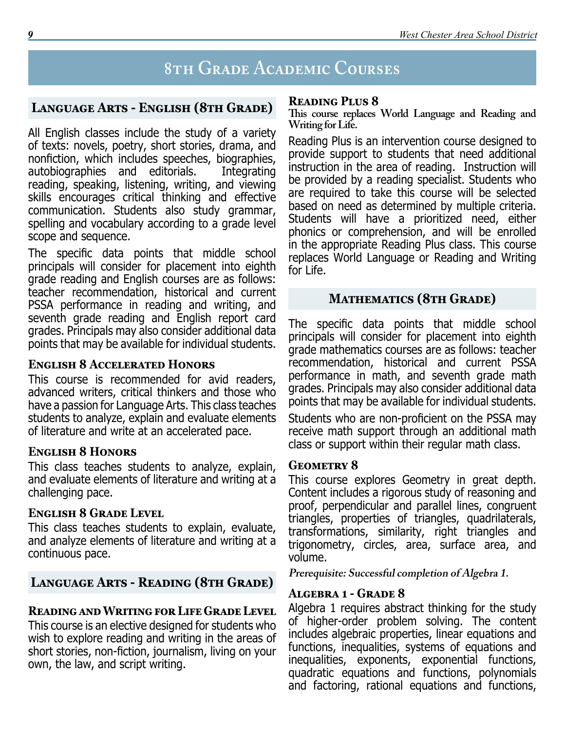# 8th Grade Academic Courses

## Language Arts - English (8th Grade)

All English classes include the study of a variety of texts: novels, poetry, short stories, drama, and nonfiction, which includes speeches, biographies, autobiographies and editorials. Integrating reading, speaking, listening, writing, and viewing skills encourages critical thinking and effective communication. Students also study grammar, spelling and vocabulary according to a grade level scope and sequence.

The specific data points that middle school principals will consider for placement into eighth grade reading and English courses are as follows: teacher recommendation, historical and current PSSA performance in reading and writing, and seventh grade reading and English report card grades. Principals may also consider additional data points that may be available for individual students.

### English 8 Accelerated Honors

This course is recommended for avid readers, advanced writers, critical thinkers and those who have a passion for Language Arts. This class teaches students to analyze, explain and evaluate elements of literature and write at an accelerated pace.

### English 8 Honors

This class teaches students to analyze, explain, and evaluate elements of literature and writing at a challenging pace.

### English 8 Grade Level

This class teaches students to explain, evaluate, and analyze elements of literature and writing at a continuous pace.

## Language Arts - Reading (8th Grade)

### Reading and Writing for Life Grade Level

This course is an elective designed for students who wish to explore reading and writing in the areas of short stories, non-fiction, journalism, living on your own, the law, and script writing.

### Reading Plus 8

**This course replaces World Language and Reading and Writing for Life.**

Reading Plus is an intervention course designed to provide support to students that need additional instruction in the area of reading. Instruction will be provided by a reading specialist. Students who are required to take this course will be selected based on need as determined by multiple criteria. Students will have a prioritized need, either phonics or comprehension, and will be enrolled in the appropriate Reading Plus class. This course replaces World Language or Reading and Writing for Life.

## Mathematics (8th Grade)

The specific data points that middle school principals will consider for placement into eighth grade mathematics courses are as follows: teacher recommendation, historical and current PSSA performance in math, and seventh grade math grades. Principals may also consider additional data points that may be available for individual students.

Students who are non-proficient on the PSSA may receive math support through an additional math class or support within their regular math class.

### Geometry 8

This course explores Geometry in great depth. Content includes a rigorous study of reasoning and proof, perpendicular and parallel lines, congruent triangles, properties of triangles, quadrilaterals, transformations, similarity, right triangles and trigonometry, circles, area, surface area, and volume.

***Prerequisite: Successful completion of Algebra 1.***

### Algebra 1 - Grade 8

Algebra 1 requires abstract thinking for the study of higher-order problem solving. The content includes algebraic properties, linear equations and functions, inequalities, systems of equations and inequalities, exponents, exponential functions, quadratic equations and functions, polynomials and factoring, rational equations and functions,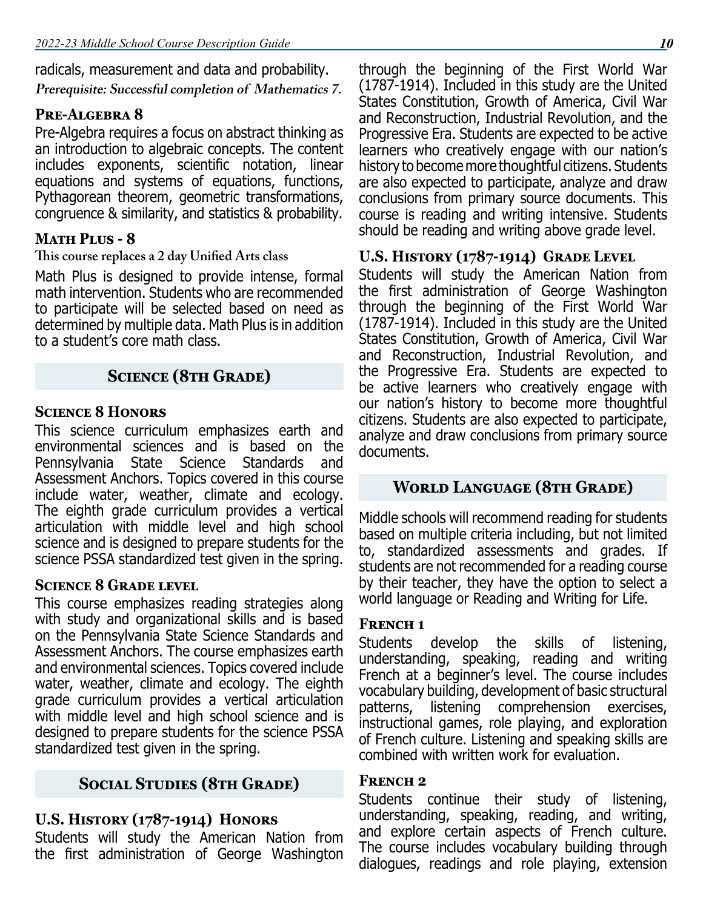radicals, measurement and data and probability.

***Prerequisite: Successful completion of Mathematics 7.***

### Pre-Algebra 8

Pre-Algebra requires a focus on abstract thinking as an introduction to algebraic concepts. The content includes exponents, scientific notation, linear equations and systems of equations, functions, Pythagorean theorem, geometric transformations, congruence & similarity, and statistics & probability.

### Math Plus - 8

**This course replaces a 2 day Unified Arts class**

Math Plus is designed to provide intense, formal math intervention. Students who are recommended to participate will be selected based on need as determined by multiple data. Math Plus is in addition to a student's core math class.

## Science (8th Grade)

### Science 8 Honors

This science curriculum emphasizes earth and environmental sciences and is based on the Pennsylvania State Science Standards and Assessment Anchors. Topics covered in this course include water, weather, climate and ecology. The eighth grade curriculum provides a vertical articulation with middle level and high school science and is designed to prepare students for the science PSSA standardized test given in the spring.

### Science 8 Grade level

This course emphasizes reading strategies along with study and organizational skills and is based on the Pennsylvania State Science Standards and Assessment Anchors. The course emphasizes earth and environmental sciences. Topics covered include water, weather, climate and ecology. The eighth grade curriculum provides a vertical articulation with middle level and high school science and is designed to prepare students for the science PSSA standardized test given in the spring.

## Social Studies (8th Grade)

### U.S. History (1787-1914) Honors

Students will study the American Nation from the first administration of George Washington through the beginning of the First World War (1787-1914). Included in this study are the United States Constitution, Growth of America, Civil War and Reconstruction, Industrial Revolution, and the Progressive Era. Students are expected to be active learners who creatively engage with our nation's history to become more thoughtful citizens. Students are also expected to participate, analyze and draw conclusions from primary source documents. This course is reading and writing intensive. Students should be reading and writing above grade level.

### U.S. History (1787-1914) Grade Level

Students will study the American Nation from the first administration of George Washington through the beginning of the First World War (1787-1914). Included in this study are the United States Constitution, Growth of America, Civil War and Reconstruction, Industrial Revolution, and the Progressive Era. Students are expected to be active learners who creatively engage with our nation's history to become more thoughtful citizens. Students are also expected to participate, analyze and draw conclusions from primary source documents.

## World Language (8th Grade)

Middle schools will recommend reading for students based on multiple criteria including, but not limited to, standardized assessments and grades. If students are not recommended for a reading course by their teacher, they have the option to select a world language or Reading and Writing for Life.

### French 1

Students develop the skills of listening, understanding, speaking, reading and writing French at a beginner's level. The course includes vocabulary building, development of basic structural patterns, listening comprehension exercises, instructional games, role playing, and exploration of French culture. Listening and speaking skills are combined with written work for evaluation.

### French 2

Students continue their study of listening, understanding, speaking, reading, and writing, and explore certain aspects of French culture. The course includes vocabulary building through dialogues, readings and role playing, extension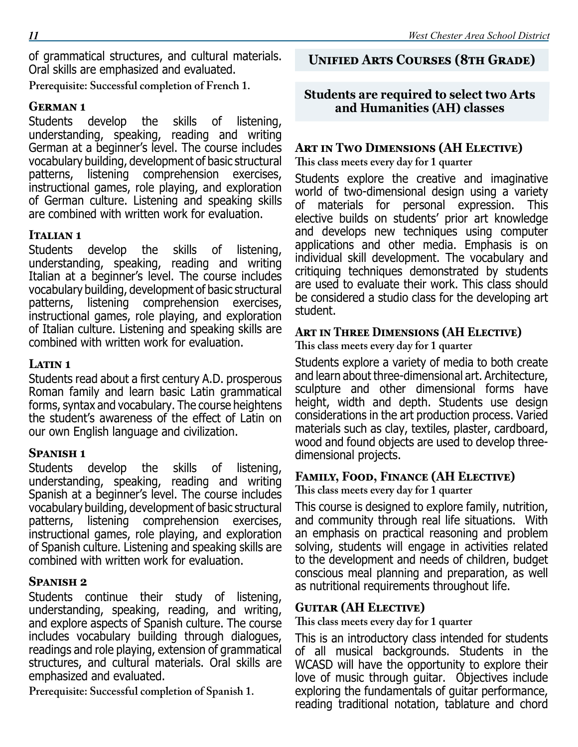of grammatical structures, and cultural materials. Oral skills are emphasized and evaluated.

**Prerequisite: Successful completion of French 1.**

### German 1

Students develop the skills of listening, understanding, speaking, reading and writing German at a beginner's level. The course includes vocabulary building, development of basic structural patterns, listening comprehension exercises, instructional games, role playing, and exploration of German culture. Listening and speaking skills are combined with written work for evaluation.

### Italian 1

Students develop the skills of listening, understanding, speaking, reading and writing Italian at a beginner's level. The course includes vocabulary building, development of basic structural patterns, listening comprehension exercises, instructional games, role playing, and exploration of Italian culture. Listening and speaking skills are combined with written work for evaluation.

### Latin 1

Students read about a first century A.D. prosperous Roman family and learn basic Latin grammatical forms, syntax and vocabulary. The course heightens the student's awareness of the effect of Latin on our own English language and civilization.

### Spanish 1

Students develop the skills of listening, understanding, speaking, reading and writing Spanish at a beginner's level. The course includes vocabulary building, development of basic structural patterns, listening comprehension exercises, instructional games, role playing, and exploration of Spanish culture. Listening and speaking skills are combined with written work for evaluation.

### Spanish 2

Students continue their study of listening, understanding, speaking, reading, and writing, and explore aspects of Spanish culture. The course includes vocabulary building through dialogues, readings and role playing, extension of grammatical structures, and cultural materials. Oral skills are emphasized and evaluated.

**Prerequisite: Successful completion of Spanish 1.**

## Unified Arts Courses (8th Grade)

**Students are required to select two Arts and Humanities (AH) classes**

### Art in Two Dimensions (AH Elective)

**This class meets every day for 1 quarter**

Students explore the creative and imaginative world of two-dimensional design using a variety of materials for personal expression. This elective builds on students' prior art knowledge and develops new techniques using computer applications and other media. Emphasis is on individual skill development. The vocabulary and critiquing techniques demonstrated by students are used to evaluate their work. This class should be considered a studio class for the developing art student.

### Art in Three Dimensions (AH Elective)

**This class meets every day for 1 quarter**

Students explore a variety of media to both create and learn about three-dimensional art. Architecture, sculpture and other dimensional forms have height, width and depth. Students use design considerations in the art production process. Varied materials such as clay, textiles, plaster, cardboard, wood and found objects are used to develop three-dimensional projects.

### Family, Food, Finance (AH Elective)

**This class meets every day for 1 quarter**

This course is designed to explore family, nutrition, and community through real life situations. With an emphasis on practical reasoning and problem solving, students will engage in activities related to the development and needs of children, budget conscious meal planning and preparation, as well as nutritional requirements throughout life.

### Guitar (AH Elective)

**This class meets every day for 1 quarter**

This is an introductory class intended for students of all musical backgrounds. Students in the WCASD will have the opportunity to explore their love of music through guitar. Objectives include exploring the fundamentals of guitar performance, reading traditional notation, tablature and chord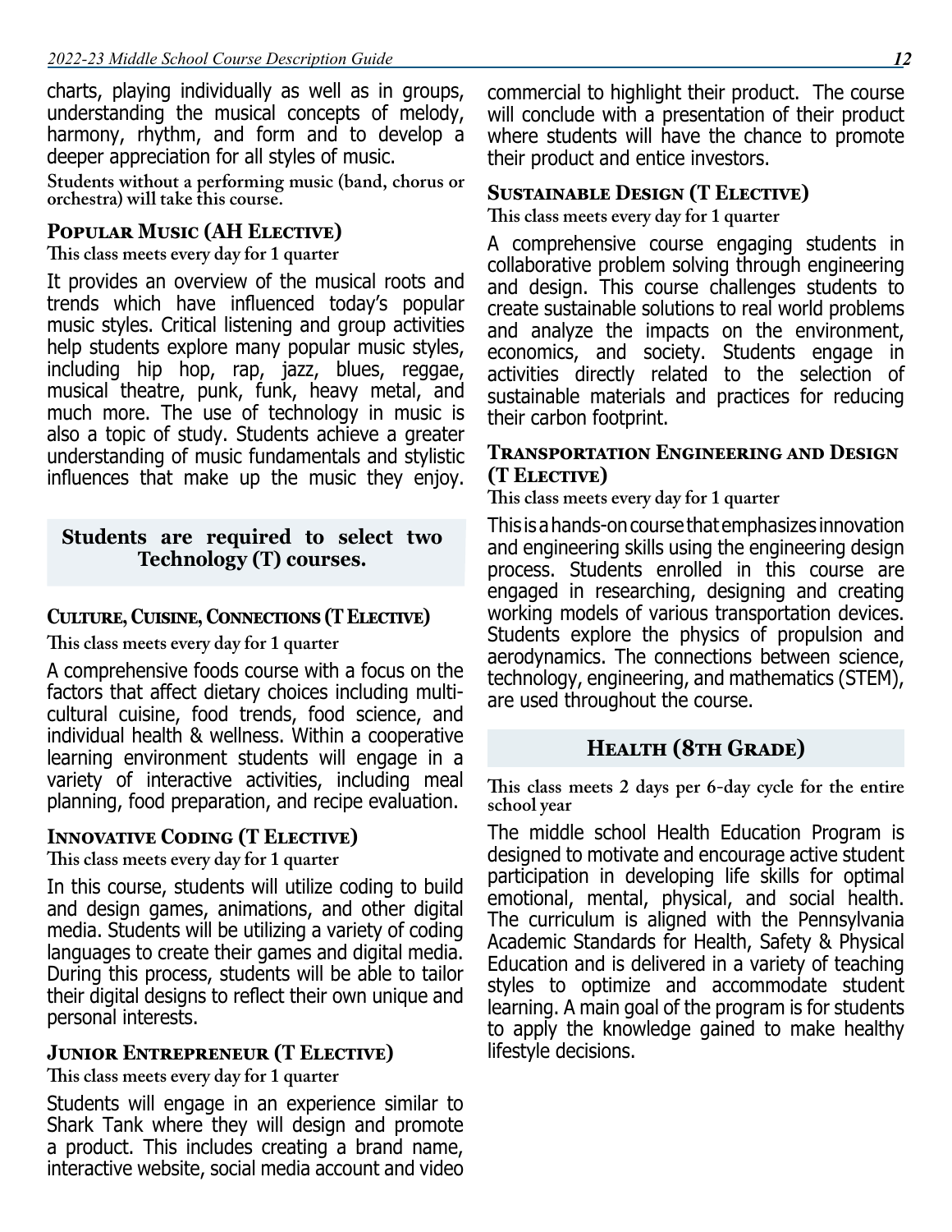charts, playing individually as well as in groups, understanding the musical concepts of melody, harmony, rhythm, and form and to develop a deeper appreciation for all styles of music.

**Students without a performing music (band, chorus or orchestra) will take this course.**

### Popular Music (AH Elective)

**This class meets every day for 1 quarter**

It provides an overview of the musical roots and trends which have influenced today's popular music styles. Critical listening and group activities help students explore many popular music styles, including hip hop, rap, jazz, blues, reggae, musical theatre, punk, funk, heavy metal, and much more. The use of technology in music is also a topic of study. Students achieve a greater understanding of music fundamentals and stylistic influences that make up the music they enjoy.

**Students are required to select two Technology (T) courses.**

### Culture, Cuisine, Connections (T Elective)

**This class meets every day for 1 quarter**

A comprehensive foods course with a focus on the factors that affect dietary choices including multi-cultural cuisine, food trends, food science, and individual health & wellness. Within a cooperative learning environment students will engage in a variety of interactive activities, including meal planning, food preparation, and recipe evaluation.

### Innovative Coding (T Elective)

**This class meets every day for 1 quarter**

In this course, students will utilize coding to build and design games, animations, and other digital media. Students will be utilizing a variety of coding languages to create their games and digital media. During this process, students will be able to tailor their digital designs to reflect their own unique and personal interests.

### Junior Entrepreneur (T Elective)

**This class meets every day for 1 quarter**

Students will engage in an experience similar to Shark Tank where they will design and promote a product. This includes creating a brand name, interactive website, social media account and video commercial to highlight their product. The course will conclude with a presentation of their product where students will have the chance to promote their product and entice investors.

### Sustainable Design (T Elective)

**This class meets every day for 1 quarter**

A comprehensive course engaging students in collaborative problem solving through engineering and design. This course challenges students to create sustainable solutions to real world problems and analyze the impacts on the environment, economics, and society. Students engage in activities directly related to the selection of sustainable materials and practices for reducing their carbon footprint.

### Transportation Engineering and Design (T Elective)

**This class meets every day for 1 quarter**

This is a hands-on course that emphasizes innovation and engineering skills using the engineering design process. Students enrolled in this course are engaged in researching, designing and creating working models of various transportation devices. Students explore the physics of propulsion and aerodynamics. The connections between science, technology, engineering, and mathematics (STEM), are used throughout the course.

## Health (8th Grade)

**This class meets 2 days per 6-day cycle for the entire school year**

The middle school Health Education Program is designed to motivate and encourage active student participation in developing life skills for optimal emotional, mental, physical, and social health. The curriculum is aligned with the Pennsylvania Academic Standards for Health, Safety & Physical Education and is delivered in a variety of teaching styles to optimize and accommodate student learning. A main goal of the program is for students to apply the knowledge gained to make healthy lifestyle decisions.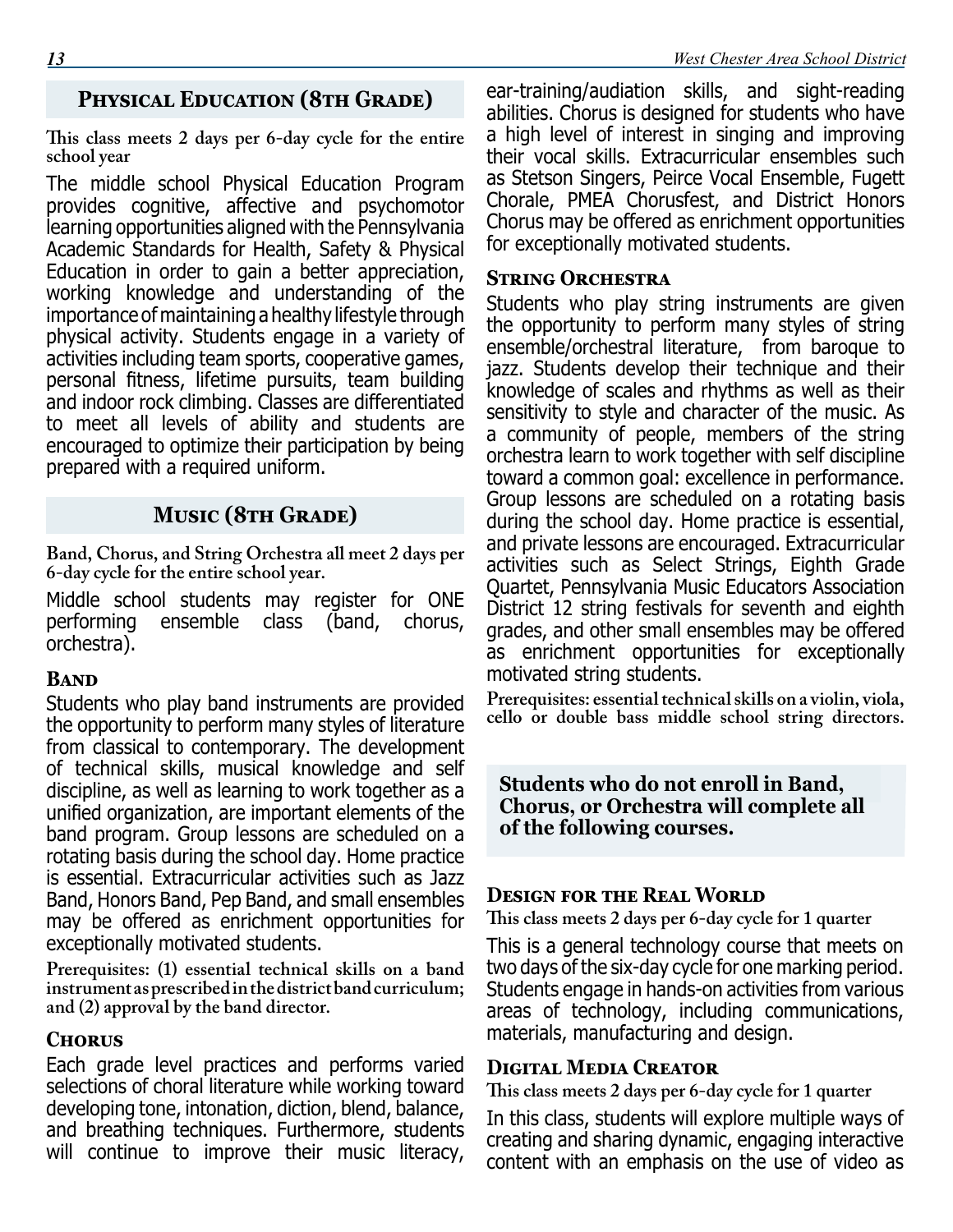## Physical Education (8th Grade)

**This class meets 2 days per 6-day cycle for the entire school year**

The middle school Physical Education Program provides cognitive, affective and psychomotor learning opportunities aligned with the Pennsylvania Academic Standards for Health, Safety & Physical Education in order to gain a better appreciation, working knowledge and understanding of the importance of maintaining a healthy lifestyle through physical activity. Students engage in a variety of activities including team sports, cooperative games, personal fitness, lifetime pursuits, team building and indoor rock climbing. Classes are differentiated to meet all levels of ability and students are encouraged to optimize their participation by being prepared with a required uniform.

## Music (8th Grade)

**Band, Chorus, and String Orchestra all meet 2 days per 6-day cycle for the entire school year.**

Middle school students may register for ONE performing ensemble class (band, chorus, orchestra).

### Band

Students who play band instruments are provided the opportunity to perform many styles of literature from classical to contemporary. The development of technical skills, musical knowledge and self discipline, as well as learning to work together as a unified organization, are important elements of the band program. Group lessons are scheduled on a rotating basis during the school day. Home practice is essential. Extracurricular activities such as Jazz Band, Honors Band, Pep Band, and small ensembles may be offered as enrichment opportunities for exceptionally motivated students.

**Prerequisites: (1) essential technical skills on a band instrument as prescribed in the district band curriculum; and (2) approval by the band director.**

### Chorus

Each grade level practices and performs varied selections of choral literature while working toward developing tone, intonation, diction, blend, balance, and breathing techniques. Furthermore, students will continue to improve their music literacy, ear-training/audiation skills, and sight-reading abilities. Chorus is designed for students who have a high level of interest in singing and improving their vocal skills. Extracurricular ensembles such as Stetson Singers, Peirce Vocal Ensemble, Fugett Chorale, PMEA Chorusfest, and District Honors Chorus may be offered as enrichment opportunities for exceptionally motivated students.

### String Orchestra

Students who play string instruments are given the opportunity to perform many styles of string ensemble/orchestral literature, from baroque to jazz. Students develop their technique and their knowledge of scales and rhythms as well as their sensitivity to style and character of the music. As a community of people, members of the string orchestra learn to work together with self discipline toward a common goal: excellence in performance. Group lessons are scheduled on a rotating basis during the school day. Home practice is essential, and private lessons are encouraged. Extracurricular activities such as Select Strings, Eighth Grade Quartet, Pennsylvania Music Educators Association District 12 string festivals for seventh and eighth grades, and other small ensembles may be offered as enrichment opportunities for exceptionally motivated string students.

**Prerequisites: essential technical skills on a violin, viola, cello or double bass middle school string directors.**

**Students who do not enroll in Band, Chorus, or Orchestra will complete all of the following courses.**

### Design for the Real World

**This class meets 2 days per 6-day cycle for 1 quarter**

This is a general technology course that meets on two days of the six-day cycle for one marking period. Students engage in hands-on activities from various areas of technology, including communications, materials, manufacturing and design.

### Digital Media Creator

**This class meets 2 days per 6-day cycle for 1 quarter**

In this class, students will explore multiple ways of creating and sharing dynamic, engaging interactive content with an emphasis on the use of video as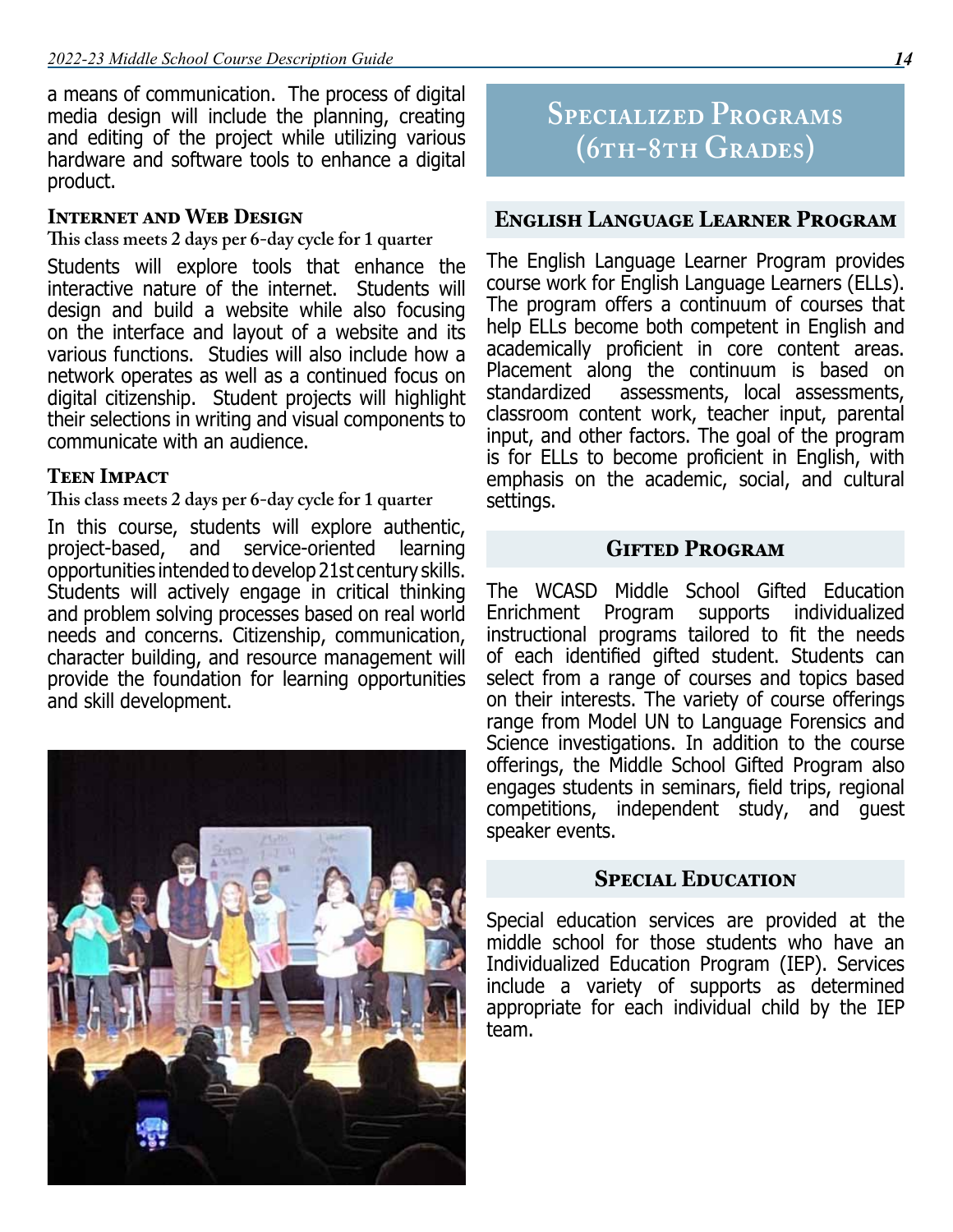a means of communication. The process of digital media design will include the planning, creating and editing of the project while utilizing various hardware and software tools to enhance a digital product.

### Internet and Web Design

**This class meets 2 days per 6-day cycle for 1 quarter**

Students will explore tools that enhance the interactive nature of the internet. Students will design and build a website while also focusing on the interface and layout of a website and its various functions. Studies will also include how a network operates as well as a continued focus on digital citizenship. Student projects will highlight their selections in writing and visual components to communicate with an audience.

### Teen Impact

**This class meets 2 days per 6-day cycle for 1 quarter**

In this course, students will explore authentic, project-based, and service-oriented learning opportunities intended to develop 21st century skills. Students will actively engage in critical thinking and problem solving processes based on real world needs and concerns. Citizenship, communication, character building, and resource management will provide the foundation for learning opportunities and skill development.

## Specialized Programs (6th-8th Grades)

### English Language Learner Program

The English Language Learner Program provides course work for English Language Learners (ELLs). The program offers a continuum of courses that help ELLs become both competent in English and academically proficient in core content areas. Placement along the continuum is based on standardized assessments, local assessments, classroom content work, teacher input, parental input, and other factors. The goal of the program is for ELLs to become proficient in English, with emphasis on the academic, social, and cultural settings.

### Gifted Program

The WCASD Middle School Gifted Education Enrichment Program supports individualized instructional programs tailored to fit the needs of each identified gifted student. Students can select from a range of courses and topics based on their interests. The variety of course offerings range from Model UN to Language Forensics and Science investigations. In addition to the course offerings, the Middle School Gifted Program also engages students in seminars, field trips, regional competitions, independent study, and guest speaker events.

### Special Education

Special education services are provided at the middle school for those students who have an Individualized Education Program (IEP). Services include a variety of supports as determined appropriate for each individual child by the IEP team.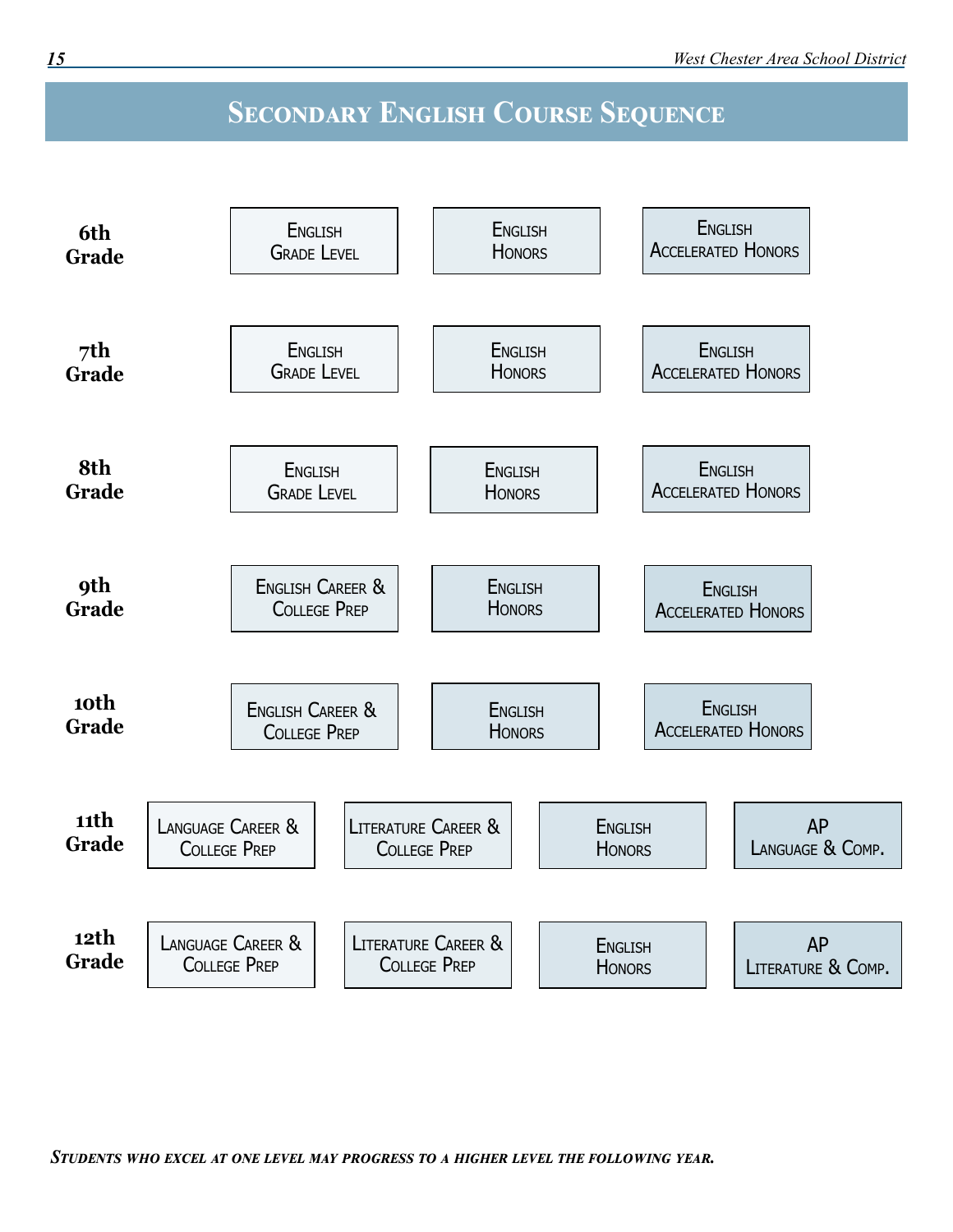# Secondary English Course Sequence

| Grade | | | | |
|---|---|---|---|---|
| 6th Grade | English Grade Level | English Honors | English Accelerated Honors | |
| 7th Grade | English Grade Level | English Honors | English Accelerated Honors | |
| 8th Grade | English Grade Level | English Honors | English Accelerated Honors | |
| 9th Grade | English Career & College Prep | English Honors | English Accelerated Honors | |
| 10th Grade | English Career & College Prep | English Honors | English Accelerated Honors | |
| 11th Grade | Language Career & College Prep | Literature Career & College Prep | English Honors | AP Language & Comp. |
| 12th Grade | Language Career & College Prep | Literature Career & College Prep | English Honors | AP Literature & Comp. |

***Students who excel at one level may progress to a higher level the following year.***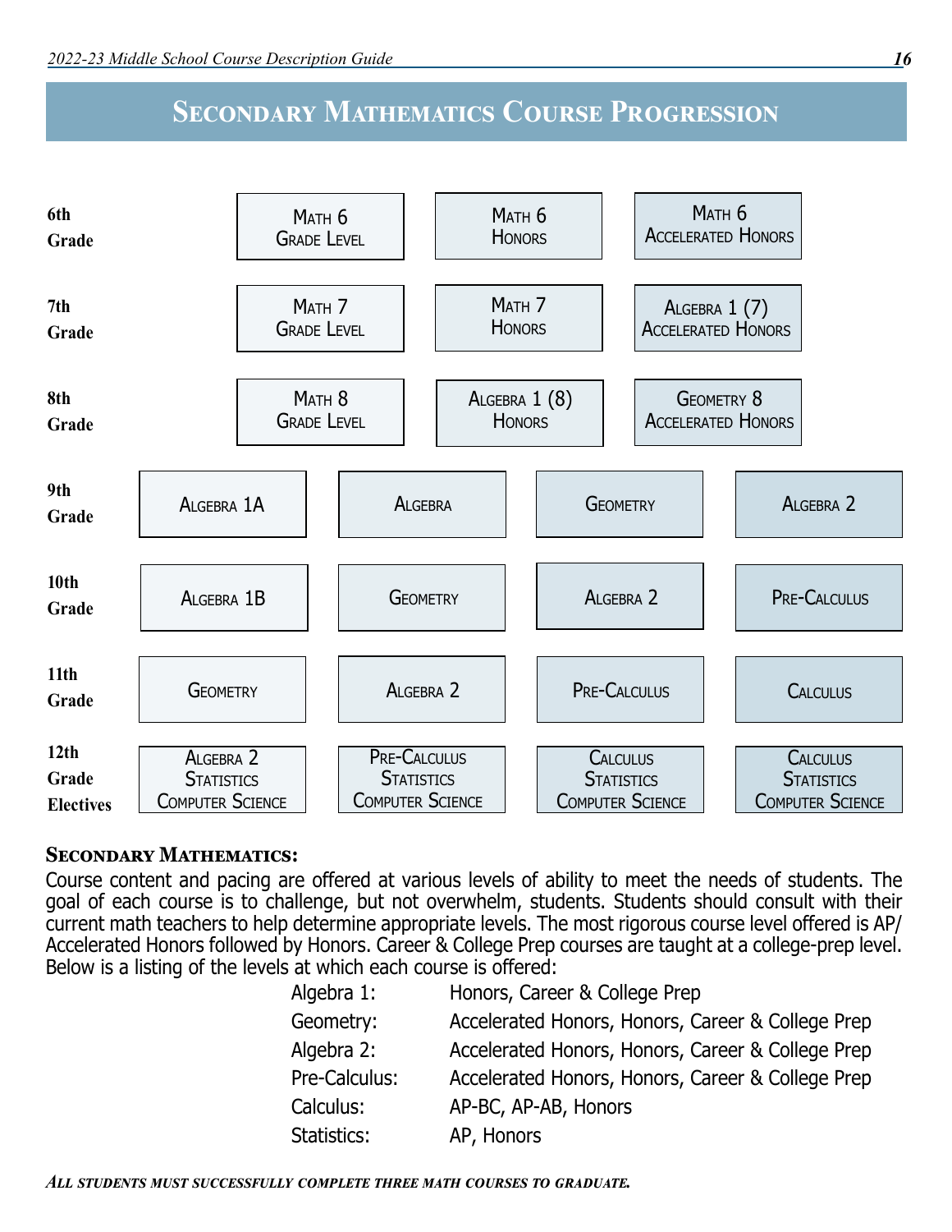# Secondary Mathematics Course Progression

| Grade | | | | |
|---|---|---|---|---|
| 6th Grade | | Math 6 Grade Level | Math 6 Honors | Math 6 Accelerated Honors |
| 7th Grade | | Math 7 Grade Level | Math 7 Honors | Algebra 1 (7) Accelerated Honors |
| 8th Grade | | Math 8 Grade Level | Algebra 1 (8) Honors | Geometry 8 Accelerated Honors |
| 9th Grade | Algebra 1A | Algebra | Geometry | Algebra 2 |
| 10th Grade | Algebra 1B | Geometry | Algebra 2 | Pre-Calculus |
| 11th Grade | Geometry | Algebra 2 | Pre-Calculus | Calculus |
| 12th Grade Electives | Algebra 2<br>Statistics<br>Computer Science | Pre-Calculus<br>Statistics<br>Computer Science | Calculus<br>Statistics<br>Computer Science | Calculus<br>Statistics<br>Computer Science |

**Secondary Mathematics:**

Course content and pacing are offered at various levels of ability to meet the needs of students. The goal of each course is to challenge, but not overwhelm, students. Students should consult with their current math teachers to help determine appropriate levels. The most rigorous course level offered is AP/Accelerated Honors followed by Honors. Career & College Prep courses are taught at a college-prep level. Below is a listing of the levels at which each course is offered:

| Course | Levels |
|---|---|
| Algebra 1: | Honors, Career & College Prep |
| Geometry: | Accelerated Honors, Honors, Career & College Prep |
| Algebra 2: | Accelerated Honors, Honors, Career & College Prep |
| Pre-Calculus: | Accelerated Honors, Honors, Career & College Prep |
| Calculus: | AP-BC, AP-AB, Honors |
| Statistics: | AP, Honors |

***All students must successfully complete three math courses to graduate.***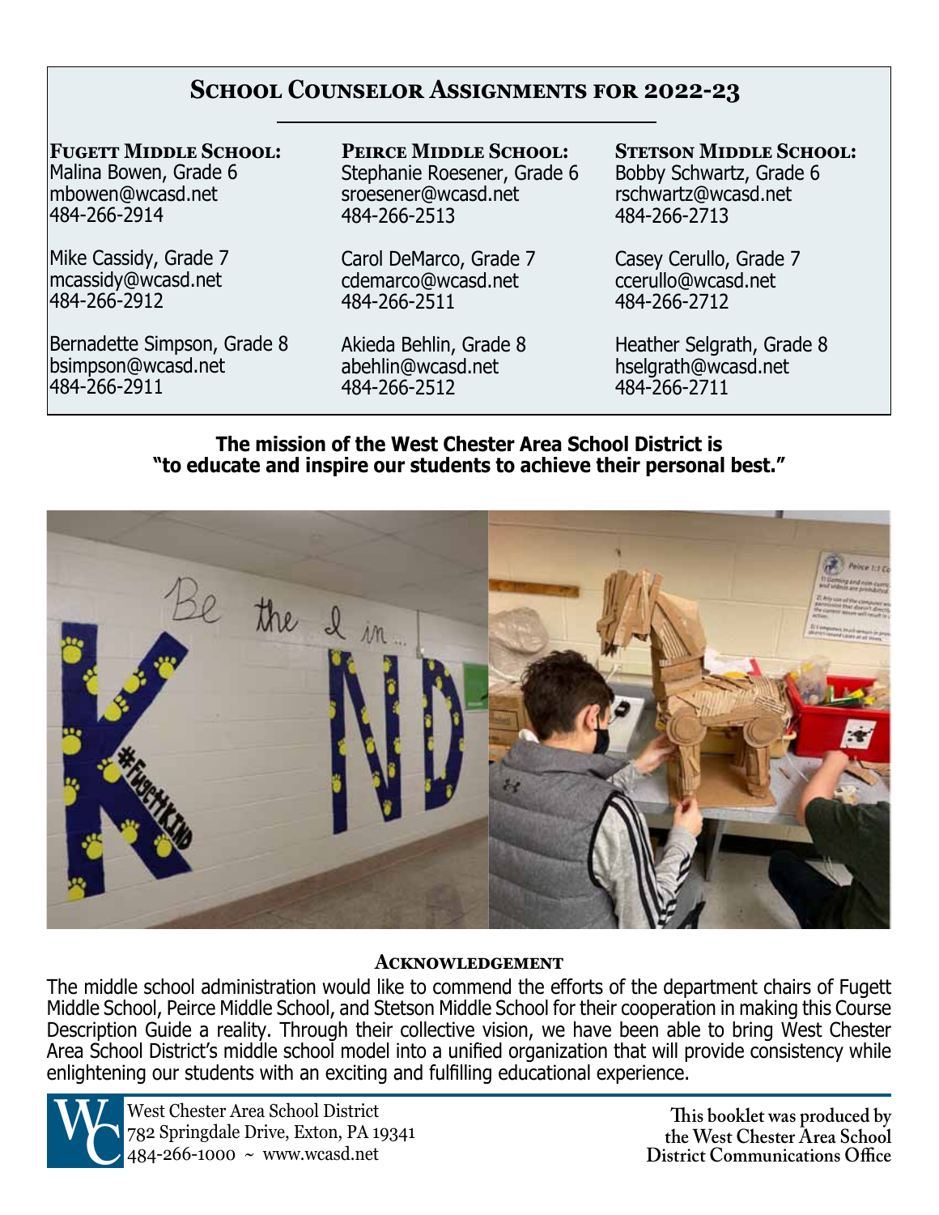## School Counselor Assignments for 2022-23

**Fugett Middle School:**

Malina Bowen, Grade 6
mbowen@wcasd.net
484-266-2914

Mike Cassidy, Grade 7
mcassidy@wcasd.net
484-266-2912

Bernadette Simpson, Grade 8
bsimpson@wcasd.net
484-266-2911

**Peirce Middle School:**

Stephanie Roesener, Grade 6
sroesener@wcasd.net
484-266-2513

Carol DeMarco, Grade 7
cdemarco@wcasd.net
484-266-2511

Akieda Behlin, Grade 8
abehlin@wcasd.net
484-266-2512

**Stetson Middle School:**

Bobby Schwartz, Grade 6
rschwartz@wcasd.net
484-266-2713

Casey Cerullo, Grade 7
ccerullo@wcasd.net
484-266-2712

Heather Selgrath, Grade 8
hselgrath@wcasd.net
484-266-2711

**The mission of the West Chester Area School District is "to educate and inspire our students to achieve their personal best."**

### Acknowledgement

The middle school administration would like to commend the efforts of the department chairs of Fugett Middle School, Peirce Middle School, and Stetson Middle School for their cooperation in making this Course Description Guide a reality. Through their collective vision, we have been able to bring West Chester Area School District's middle school model into a unified organization that will provide consistency while enlightening our students with an exciting and fulfilling educational experience.

West Chester Area School District
782 Springdale Drive, Exton, PA 19341
484-266-1000 ~ www.wcasd.net

**This booklet was produced by the West Chester Area School District Communications Office**